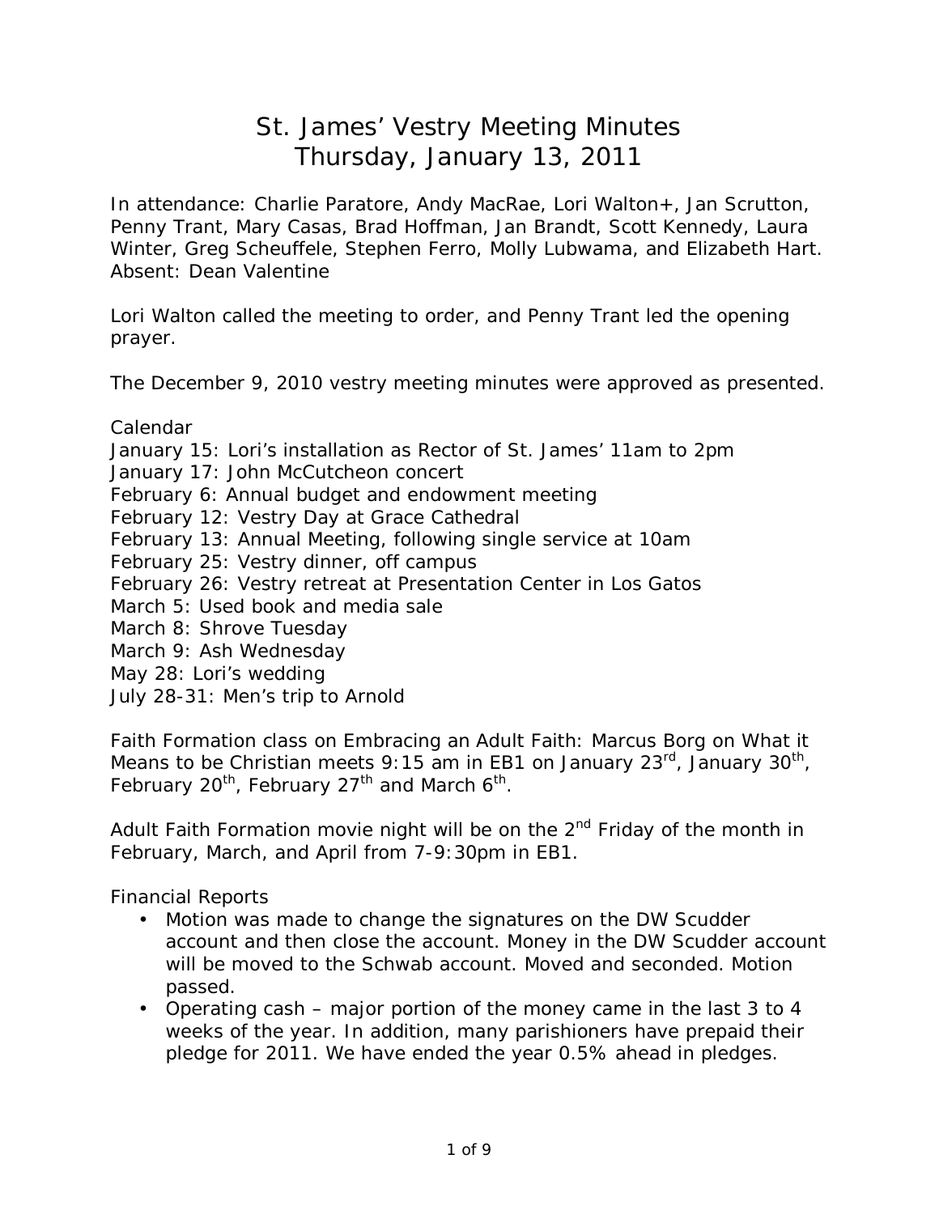# St. James' Vestry Meeting Minutes
# Thursday, January 13, 2011

In attendance: Charlie Paratore, Andy MacRae, Lori Walton+, Jan Scrutton, Penny Trant, Mary Casas, Brad Hoffman, Jan Brandt, Scott Kennedy, Laura Winter, Greg Scheuffele, Stephen Ferro, Molly Lubwama, and Elizabeth Hart. Absent: Dean Valentine

Lori Walton called the meeting to order, and Penny Trant led the opening prayer.

The December 9, 2010 vestry meeting minutes were approved as presented.

Calendar
January 15: Lori's installation as Rector of St. James' 11am to 2pm
January 17: John McCutcheon concert
February 6: Annual budget and endowment meeting
February 12: Vestry Day at Grace Cathedral
February 13: Annual Meeting, following single service at 10am
February 25: Vestry dinner, off campus
February 26: Vestry retreat at Presentation Center in Los Gatos
March 5: Used book and media sale
March 8: Shrove Tuesday
March 9: Ash Wednesday
May 28: Lori's wedding
July 28-31: Men's trip to Arnold

Faith Formation class on Embracing an Adult Faith: Marcus Borg on What it Means to be Christian meets 9:15 am in EB1 on January 23rd, January 30th, February 20th, February 27th and March 6th.

Adult Faith Formation movie night will be on the 2nd Friday of the month in February, March, and April from 7-9:30pm in EB1.

Financial Reports

- Motion was made to change the signatures on the DW Scudder account and then close the account. Money in the DW Scudder account will be moved to the Schwab account. Moved and seconded. Motion passed.
- Operating cash – major portion of the money came in the last 3 to 4 weeks of the year. In addition, many parishioners have prepaid their pledge for 2011. We have ended the year 0.5% ahead in pledges.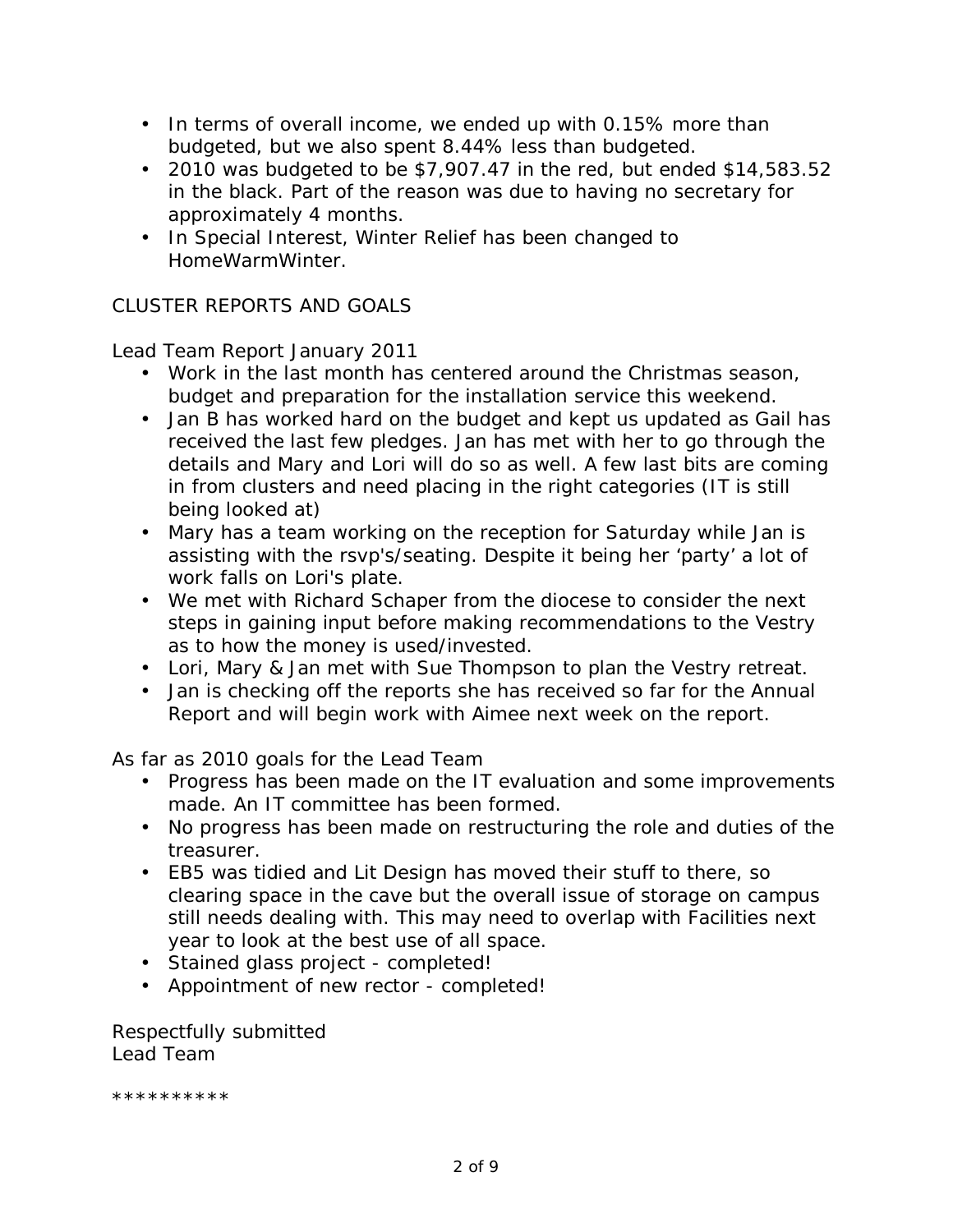- In terms of overall income, we ended up with 0.15% more than budgeted, but we also spent 8.44% less than budgeted.
- 2010 was budgeted to be $7,907.47 in the red, but ended $14,583.52 in the black. Part of the reason was due to having no secretary for approximately 4 months.
- In Special Interest, Winter Relief has been changed to HomeWarmWinter.

CLUSTER REPORTS AND GOALS

Lead Team Report January 2011

- Work in the last month has centered around the Christmas season, budget and preparation for the installation service this weekend.
- Jan B has worked hard on the budget and kept us updated as Gail has received the last few pledges. Jan has met with her to go through the details and Mary and Lori will do so as well. A few last bits are coming in from clusters and need placing in the right categories (IT is still being looked at)
- Mary has a team working on the reception for Saturday while Jan is assisting with the rsvp's/seating. Despite it being her 'party' a lot of work falls on Lori's plate.
- We met with Richard Schaper from the diocese to consider the next steps in gaining input before making recommendations to the Vestry as to how the money is used/invested.
- Lori, Mary & Jan met with Sue Thompson to plan the Vestry retreat.
- Jan is checking off the reports she has received so far for the Annual Report and will begin work with Aimee next week on the report.

As far as 2010 goals for the Lead Team

- Progress has been made on the IT evaluation and some improvements made. An IT committee has been formed.
- No progress has been made on restructuring the role and duties of the treasurer.
- EB5 was tidied and Lit Design has moved their stuff to there, so clearing space in the cave but the overall issue of storage on campus still needs dealing with. This may need to overlap with Facilities next year to look at the best use of all space.
- Stained glass project - completed!
- Appointment of new rector - completed!

Respectfully submitted
Lead Team

**********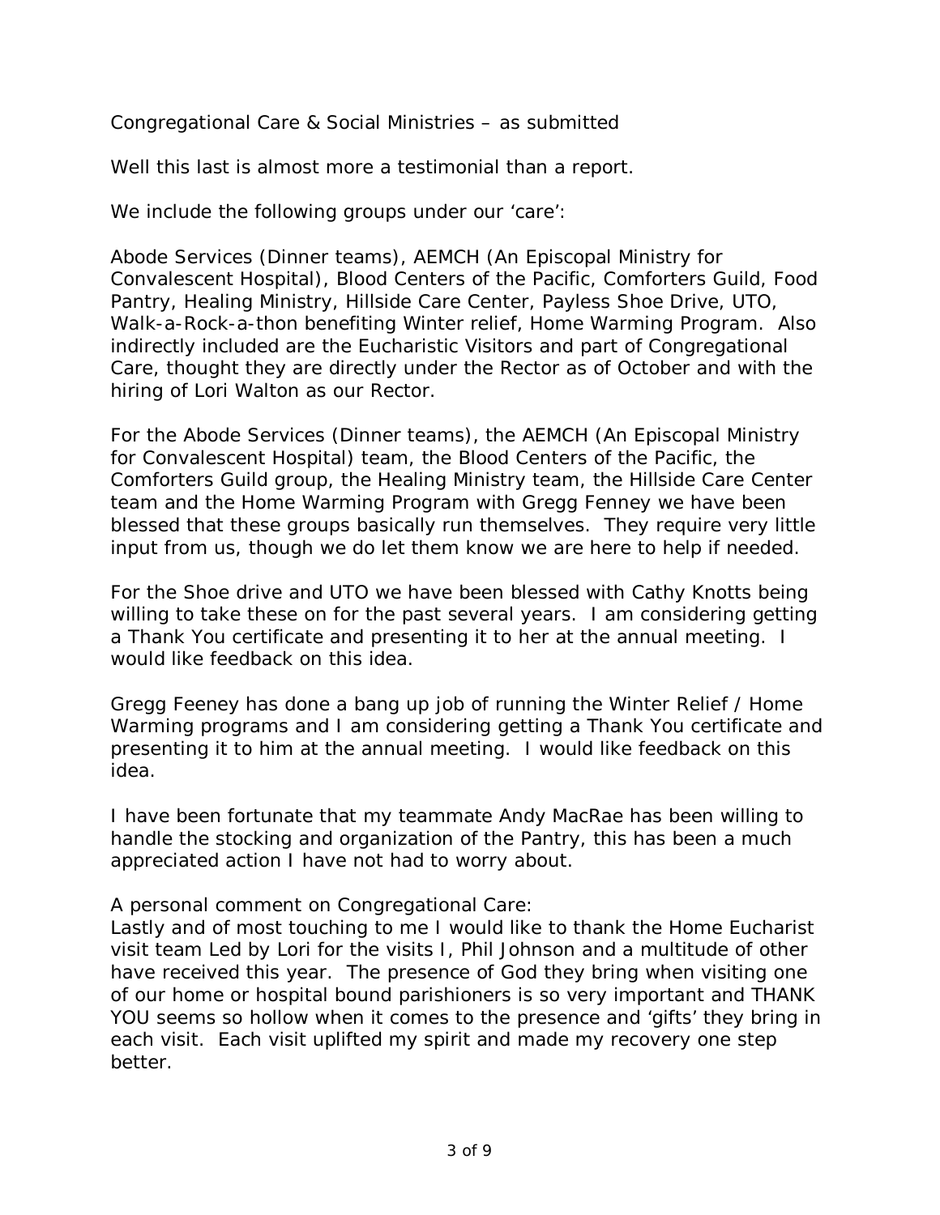Congregational Care & Social Ministries – as submitted

Well this last is almost more a testimonial than a report.

We include the following groups under our 'care':

Abode Services (Dinner teams), AEMCH (An Episcopal Ministry for Convalescent Hospital), Blood Centers of the Pacific, Comforters Guild, Food Pantry, Healing Ministry, Hillside Care Center, Payless Shoe Drive, UTO, Walk-a-Rock-a-thon benefiting Winter relief, Home Warming Program. Also indirectly included are the Eucharistic Visitors and part of Congregational Care, thought they are directly under the Rector as of October and with the hiring of Lori Walton as our Rector.

For the Abode Services (Dinner teams), the AEMCH (An Episcopal Ministry for Convalescent Hospital) team, the Blood Centers of the Pacific, the Comforters Guild group, the Healing Ministry team, the Hillside Care Center team and the Home Warming Program with Gregg Fenney we have been blessed that these groups basically run themselves. They require very little input from us, though we do let them know we are here to help if needed.

For the Shoe drive and UTO we have been blessed with Cathy Knotts being willing to take these on for the past several years. I am considering getting a Thank You certificate and presenting it to her at the annual meeting. I would like feedback on this idea.

Gregg Feeney has done a bang up job of running the Winter Relief / Home Warming programs and I am considering getting a Thank You certificate and presenting it to him at the annual meeting. I would like feedback on this idea.

I have been fortunate that my teammate Andy MacRae has been willing to handle the stocking and organization of the Pantry, this has been a much appreciated action I have not had to worry about.

A personal comment on Congregational Care:
Lastly and of most touching to me I would like to thank the Home Eucharist visit team Led by Lori for the visits I, Phil Johnson and a multitude of other have received this year. The presence of God they bring when visiting one of our home or hospital bound parishioners is so very important and THANK YOU seems so hollow when it comes to the presence and 'gifts' they bring in each visit. Each visit uplifted my spirit and made my recovery one step better.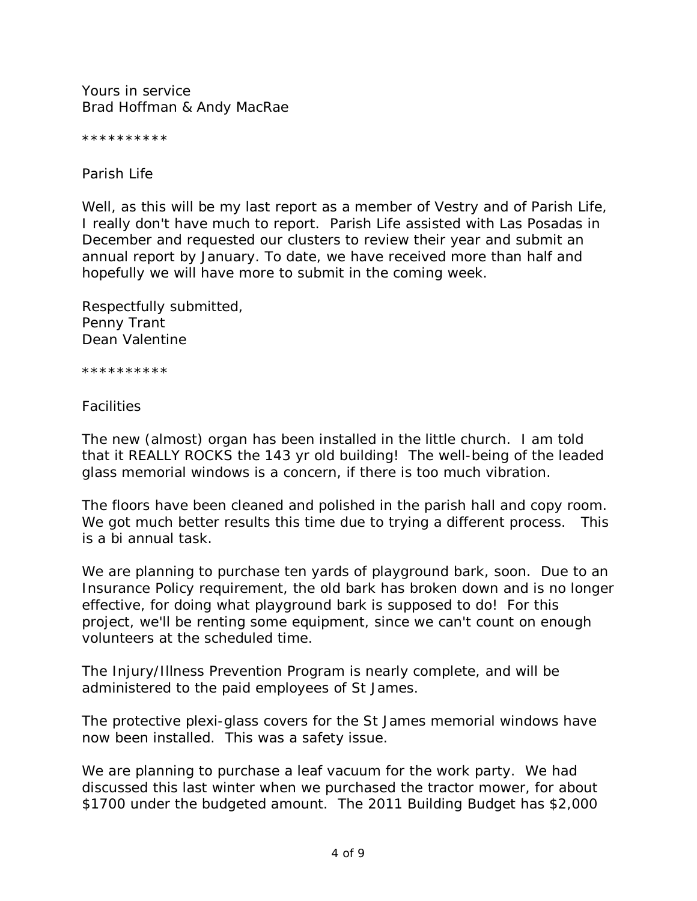Yours in service
Brad Hoffman & Andy MacRae

**********

Parish Life

Well, as this will be my last report as a member of Vestry and of Parish Life, I really don't have much to report. Parish Life assisted with Las Posadas in December and requested our clusters to review their year and submit an annual report by January. To date, we have received more than half and hopefully we will have more to submit in the coming week.

Respectfully submitted,
Penny Trant
Dean Valentine

**********

Facilities

The new (almost) organ has been installed in the little church. I am told that it REALLY ROCKS the 143 yr old building! The well-being of the leaded glass memorial windows is a concern, if there is too much vibration.

The floors have been cleaned and polished in the parish hall and copy room. We got much better results this time due to trying a different process. This is a bi annual task.

We are planning to purchase ten yards of playground bark, soon. Due to an Insurance Policy requirement, the old bark has broken down and is no longer effective, for doing what playground bark is supposed to do! For this project, we'll be renting some equipment, since we can't count on enough volunteers at the scheduled time.

The Injury/Illness Prevention Program is nearly complete, and will be administered to the paid employees of St James.

The protective plexi-glass covers for the St James memorial windows have now been installed. This was a safety issue.

We are planning to purchase a leaf vacuum for the work party. We had discussed this last winter when we purchased the tractor mower, for about $1700 under the budgeted amount. The 2011 Building Budget has $2,000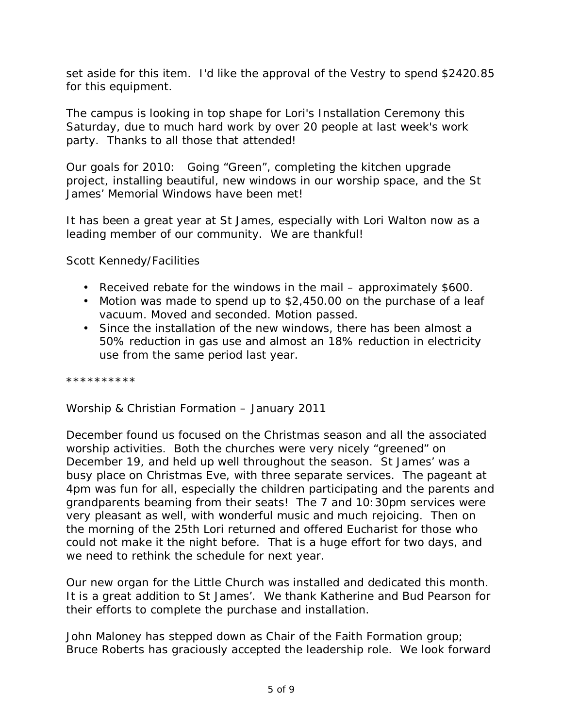set aside for this item. I'd like the approval of the Vestry to spend $2420.85 for this equipment.

The campus is looking in top shape for Lori's Installation Ceremony this Saturday, due to much hard work by over 20 people at last week's work party. Thanks to all those that attended!

Our goals for 2010: Going "Green", completing the kitchen upgrade project, installing beautiful, new windows in our worship space, and the St James' Memorial Windows have been met!

It has been a great year at St James, especially with Lori Walton now as a leading member of our community. We are thankful!

Scott Kennedy/Facilities

- Received rebate for the windows in the mail – approximately $600.
- Motion was made to spend up to $2,450.00 on the purchase of a leaf vacuum. Moved and seconded. Motion passed.
- Since the installation of the new windows, there has been almost a 50% reduction in gas use and almost an 18% reduction in electricity use from the same period last year.

**********

Worship & Christian Formation – January 2011

December found us focused on the Christmas season and all the associated worship activities. Both the churches were very nicely "greened" on December 19, and held up well throughout the season. St James' was a busy place on Christmas Eve, with three separate services. The pageant at 4pm was fun for all, especially the children participating and the parents and grandparents beaming from their seats! The 7 and 10:30pm services were very pleasant as well, with wonderful music and much rejoicing. Then on the morning of the 25th Lori returned and offered Eucharist for those who could not make it the night before. That is a huge effort for two days, and we need to rethink the schedule for next year.

Our new organ for the Little Church was installed and dedicated this month. It is a great addition to St James'. We thank Katherine and Bud Pearson for their efforts to complete the purchase and installation.

John Maloney has stepped down as Chair of the Faith Formation group; Bruce Roberts has graciously accepted the leadership role. We look forward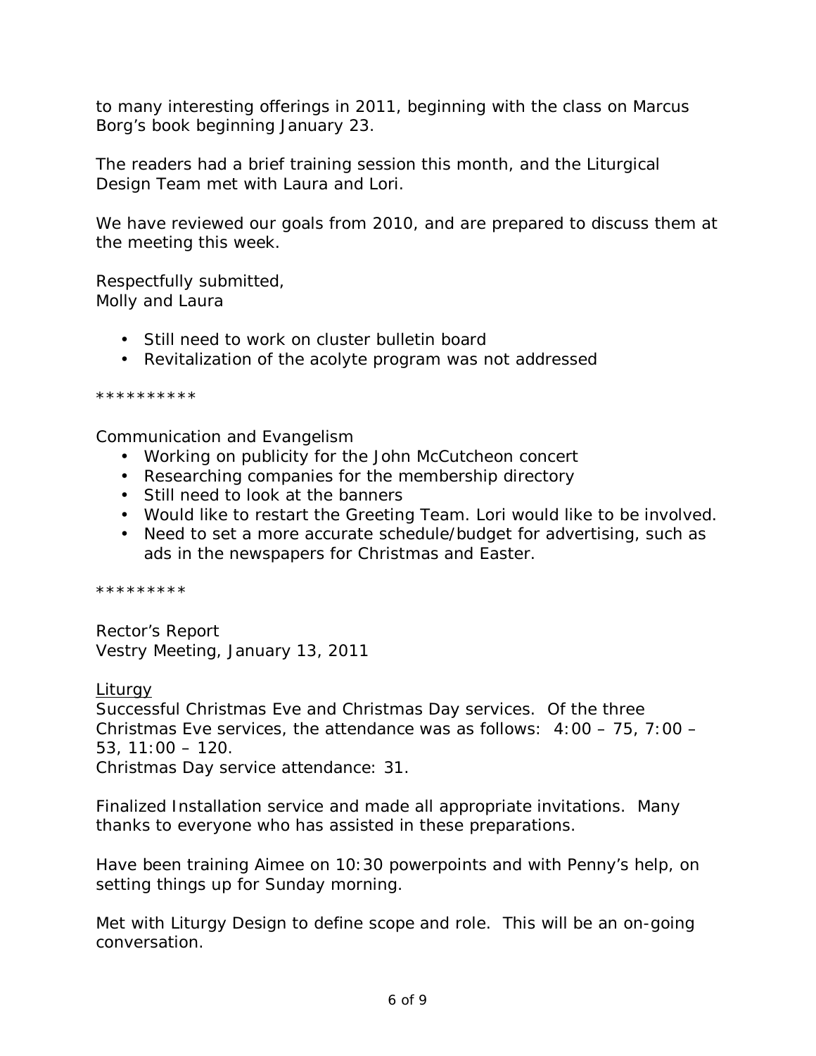to many interesting offerings in 2011, beginning with the class on Marcus Borg's book beginning January 23.

The readers had a brief training session this month, and the Liturgical Design Team met with Laura and Lori.

We have reviewed our goals from 2010, and are prepared to discuss them at the meeting this week.

Respectfully submitted,
Molly and Laura

- Still need to work on cluster bulletin board
- Revitalization of the acolyte program was not addressed

**********

Communication and Evangelism

- Working on publicity for the John McCutcheon concert
- Researching companies for the membership directory
- Still need to look at the banners
- Would like to restart the Greeting Team. Lori would like to be involved.
- Need to set a more accurate schedule/budget for advertising, such as ads in the newspapers for Christmas and Easter.

*********

Rector's Report
Vestry Meeting, January 13, 2011

<u>Liturgy</u>
Successful Christmas Eve and Christmas Day services. Of the three Christmas Eve services, the attendance was as follows: 4:00 – 75, 7:00 – 53, 11:00 – 120.
Christmas Day service attendance: 31.

Finalized Installation service and made all appropriate invitations. Many thanks to everyone who has assisted in these preparations.

Have been training Aimee on 10:30 powerpoints and with Penny's help, on setting things up for Sunday morning.

Met with Liturgy Design to define scope and role. This will be an on-going conversation.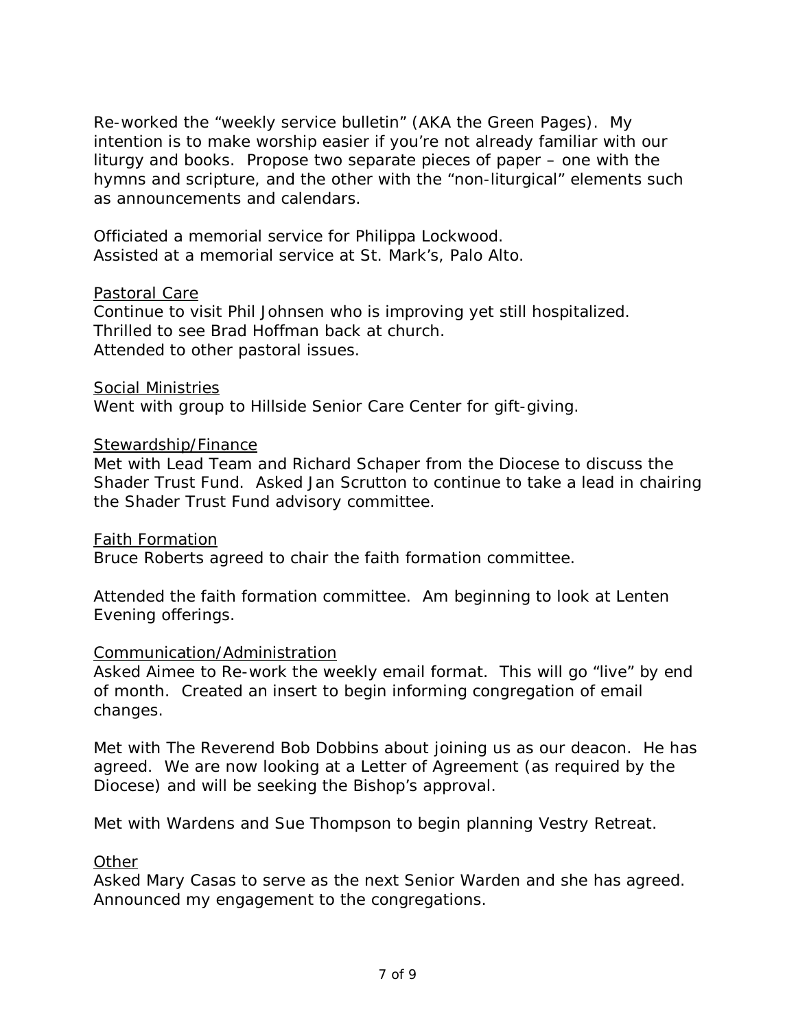Re-worked the "weekly service bulletin" (AKA the Green Pages). My intention is to make worship easier if you're not already familiar with our liturgy and books. Propose two separate pieces of paper – one with the hymns and scripture, and the other with the "non-liturgical" elements such as announcements and calendars.

Officiated a memorial service for Philippa Lockwood.
Assisted at a memorial service at St. Mark's, Palo Alto.

<u>Pastoral Care</u>
Continue to visit Phil Johnsen who is improving yet still hospitalized.
Thrilled to see Brad Hoffman back at church.
Attended to other pastoral issues.

<u>Social Ministries</u>
Went with group to Hillside Senior Care Center for gift-giving.

<u>Stewardship/Finance</u>
Met with Lead Team and Richard Schaper from the Diocese to discuss the Shader Trust Fund. Asked Jan Scrutton to continue to take a lead in chairing the Shader Trust Fund advisory committee.

<u>Faith Formation</u>
Bruce Roberts agreed to chair the faith formation committee.

Attended the faith formation committee. Am beginning to look at Lenten Evening offerings.

<u>Communication/Administration</u>
Asked Aimee to Re-work the weekly email format. This will go "live" by end of month. Created an insert to begin informing congregation of email changes.

Met with The Reverend Bob Dobbins about joining us as our deacon. He has agreed. We are now looking at a Letter of Agreement (as required by the Diocese) and will be seeking the Bishop's approval.

Met with Wardens and Sue Thompson to begin planning Vestry Retreat.

<u>Other</u>
Asked Mary Casas to serve as the next Senior Warden and she has agreed.
Announced my engagement to the congregations.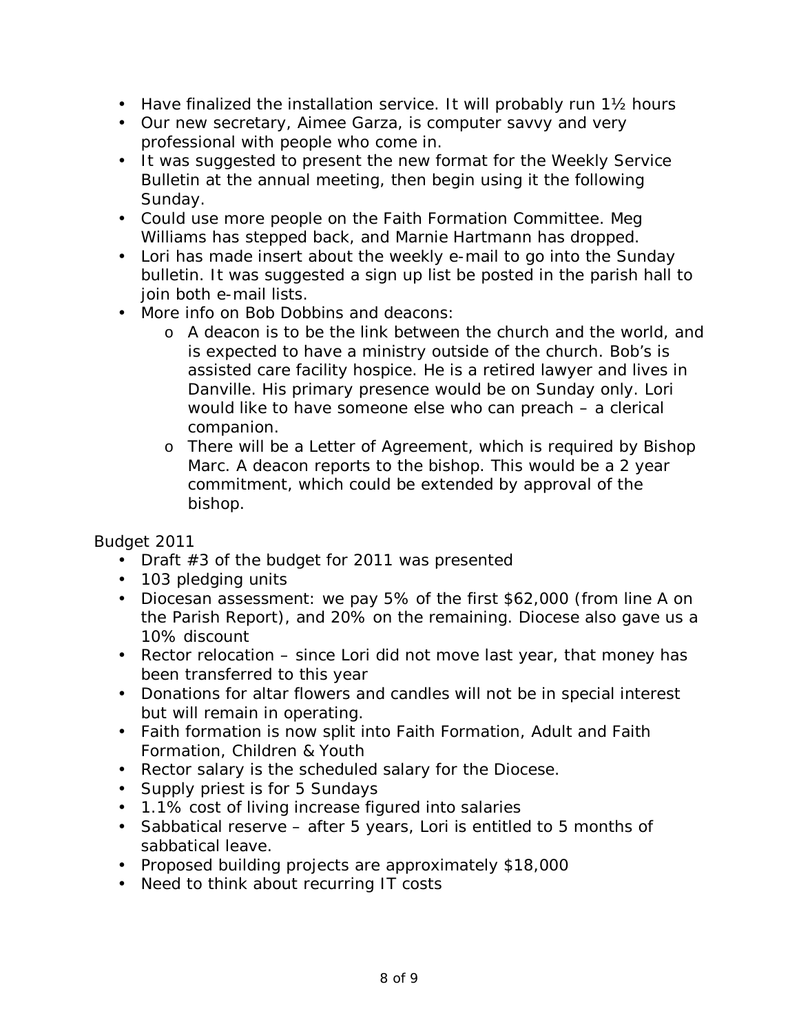- Have finalized the installation service. It will probably run 1½ hours
- Our new secretary, Aimee Garza, is computer savvy and very professional with people who come in.
- It was suggested to present the new format for the Weekly Service Bulletin at the annual meeting, then begin using it the following Sunday.
- Could use more people on the Faith Formation Committee. Meg Williams has stepped back, and Marnie Hartmann has dropped.
- Lori has made insert about the weekly e-mail to go into the Sunday bulletin. It was suggested a sign up list be posted in the parish hall to join both e-mail lists.
- More info on Bob Dobbins and deacons:
  - A deacon is to be the link between the church and the world, and is expected to have a ministry outside of the church. Bob's is assisted care facility hospice. He is a retired lawyer and lives in Danville. His primary presence would be on Sunday only. Lori would like to have someone else who can preach – a clerical companion.
  - There will be a Letter of Agreement, which is required by Bishop Marc. A deacon reports to the bishop. This would be a 2 year commitment, which could be extended by approval of the bishop.

Budget 2011

- Draft #3 of the budget for 2011 was presented
- 103 pledging units
- Diocesan assessment: we pay 5% of the first $62,000 (from line A on the Parish Report), and 20% on the remaining. Diocese also gave us a 10% discount
- Rector relocation – since Lori did not move last year, that money has been transferred to this year
- Donations for altar flowers and candles will not be in special interest but will remain in operating.
- Faith formation is now split into Faith Formation, Adult and Faith Formation, Children & Youth
- Rector salary is the scheduled salary for the Diocese.
- Supply priest is for 5 Sundays
- 1.1% cost of living increase figured into salaries
- Sabbatical reserve – after 5 years, Lori is entitled to 5 months of sabbatical leave.
- Proposed building projects are approximately $18,000
- Need to think about recurring IT costs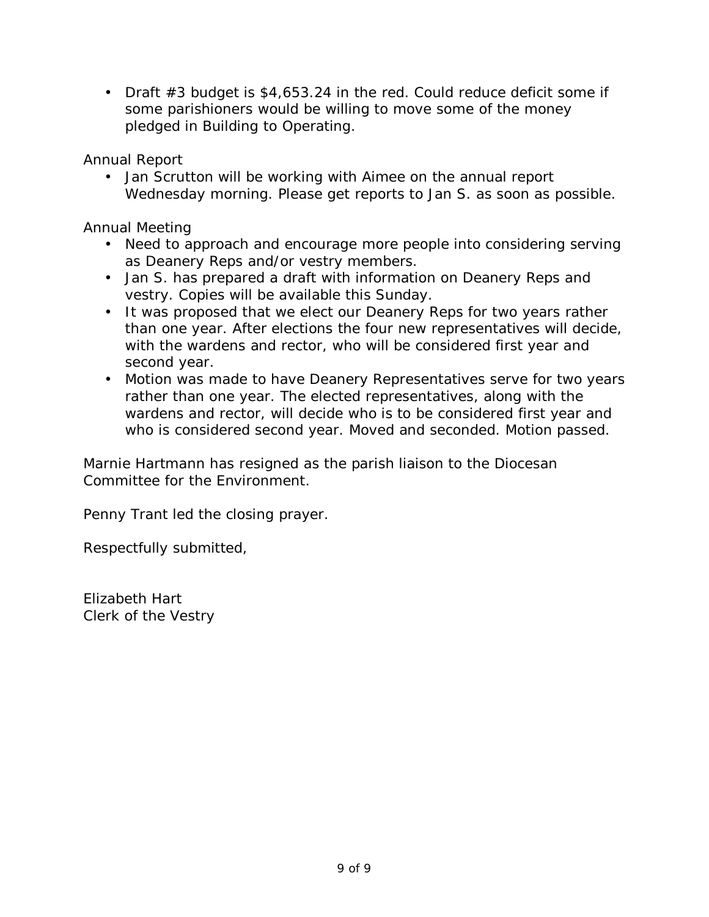- Draft #3 budget is $4,653.24 in the red. Could reduce deficit some if some parishioners would be willing to move some of the money pledged in Building to Operating.

Annual Report

- Jan Scrutton will be working with Aimee on the annual report Wednesday morning. Please get reports to Jan S. as soon as possible.

Annual Meeting

- Need to approach and encourage more people into considering serving as Deanery Reps and/or vestry members.
- Jan S. has prepared a draft with information on Deanery Reps and vestry. Copies will be available this Sunday.
- It was proposed that we elect our Deanery Reps for two years rather than one year. After elections the four new representatives will decide, with the wardens and rector, who will be considered first year and second year.
- Motion was made to have Deanery Representatives serve for two years rather than one year. The elected representatives, along with the wardens and rector, will decide who is to be considered first year and who is considered second year. Moved and seconded. Motion passed.

Marnie Hartmann has resigned as the parish liaison to the Diocesan Committee for the Environment.

Penny Trant led the closing prayer.

Respectfully submitted,

Elizabeth Hart
Clerk of the Vestry